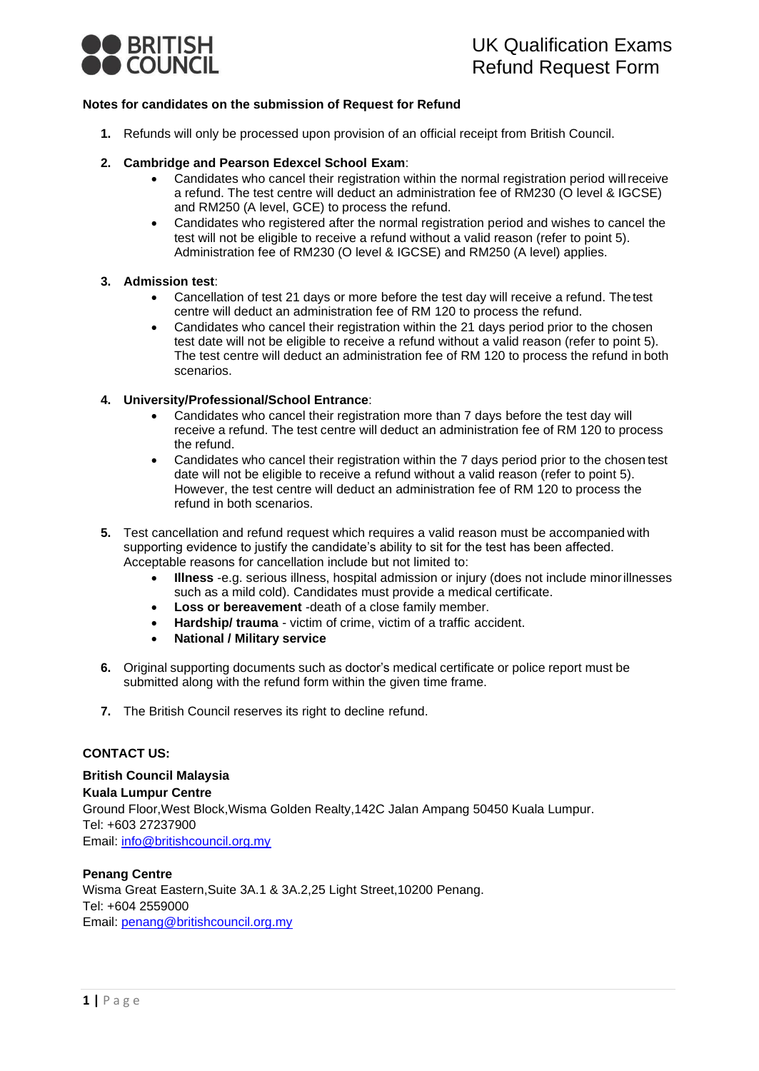# UK Qualification Exams Refund Request Form

**Notes for candidates on the submission of Request for Refund**

1. Refunds will only be processed upon provision of an official receipt from British Council.

2. **Cambridge and Pearson Edexcel School Exam**:
   - Candidates who cancel their registration within the normal registration period will receive a refund. The test centre will deduct an administration fee of RM230 (O level & IGCSE) and RM250 (A level, GCE) to process the refund.
   - Candidates who registered after the normal registration period and wishes to cancel the test will not be eligible to receive a refund without a valid reason (refer to point 5). Administration fee of RM230 (O level & IGCSE) and RM250 (A level) applies.

3. **Admission test**:
   - Cancellation of test 21 days or more before the test day will receive a refund. The test centre will deduct an administration fee of RM 120 to process the refund.
   - Candidates who cancel their registration within the 21 days period prior to the chosen test date will not be eligible to receive a refund without a valid reason (refer to point 5). The test centre will deduct an administration fee of RM 120 to process the refund in both scenarios.

4. **University/Professional/School Entrance**:
   - Candidates who cancel their registration more than 7 days before the test day will receive a refund. The test centre will deduct an administration fee of RM 120 to process the refund.
   - Candidates who cancel their registration within the 7 days period prior to the chosen test date will not be eligible to receive a refund without a valid reason (refer to point 5). However, the test centre will deduct an administration fee of RM 120 to process the refund in both scenarios.

5. Test cancellation and refund request which requires a valid reason must be accompanied with supporting evidence to justify the candidate's ability to sit for the test has been affected. Acceptable reasons for cancellation include but not limited to:
   - **Illness** -e.g. serious illness, hospital admission or injury (does not include minor illnesses such as a mild cold). Candidates must provide a medical certificate.
   - **Loss or bereavement** -death of a close family member.
   - **Hardship/ trauma** - victim of crime, victim of a traffic accident.
   - **National / Military service**

6. Original supporting documents such as doctor's medical certificate or police report must be submitted along with the refund form within the given time frame.

7. The British Council reserves its right to decline refund.

**CONTACT US:**

**British Council Malaysia**
**Kuala Lumpur Centre**
Ground Floor,West Block,Wisma Golden Realty,142C Jalan Ampang 50450 Kuala Lumpur.
Tel: +603 27237900
Email: info@britishcouncil.org.my

**Penang Centre**
Wisma Great Eastern,Suite 3A.1 & 3A.2,25 Light Street,10200 Penang.
Tel: +604 2559000
Email: penang@britishcouncil.org.my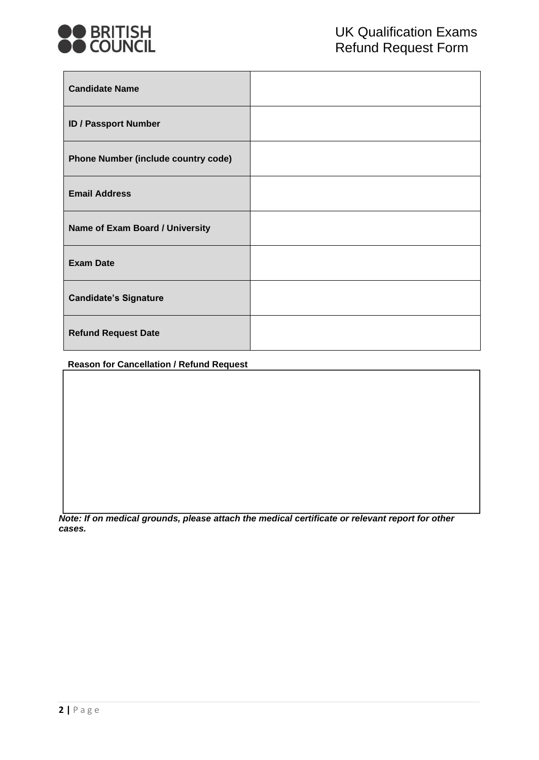# UK Qualification Exams Refund Request Form

| Candidate Name | |
|---|---|
| ID / Passport Number | |
| Phone Number (include country code) | |
| Email Address | |
| Name of Exam Board / University | |
| Exam Date | |
| Candidate's Signature | |
| Refund Request Date | |

**Reason for Cancellation / Refund Request**

| |
|---|
| |

***Note: If on medical grounds, please attach the medical certificate or relevant report for other cases.***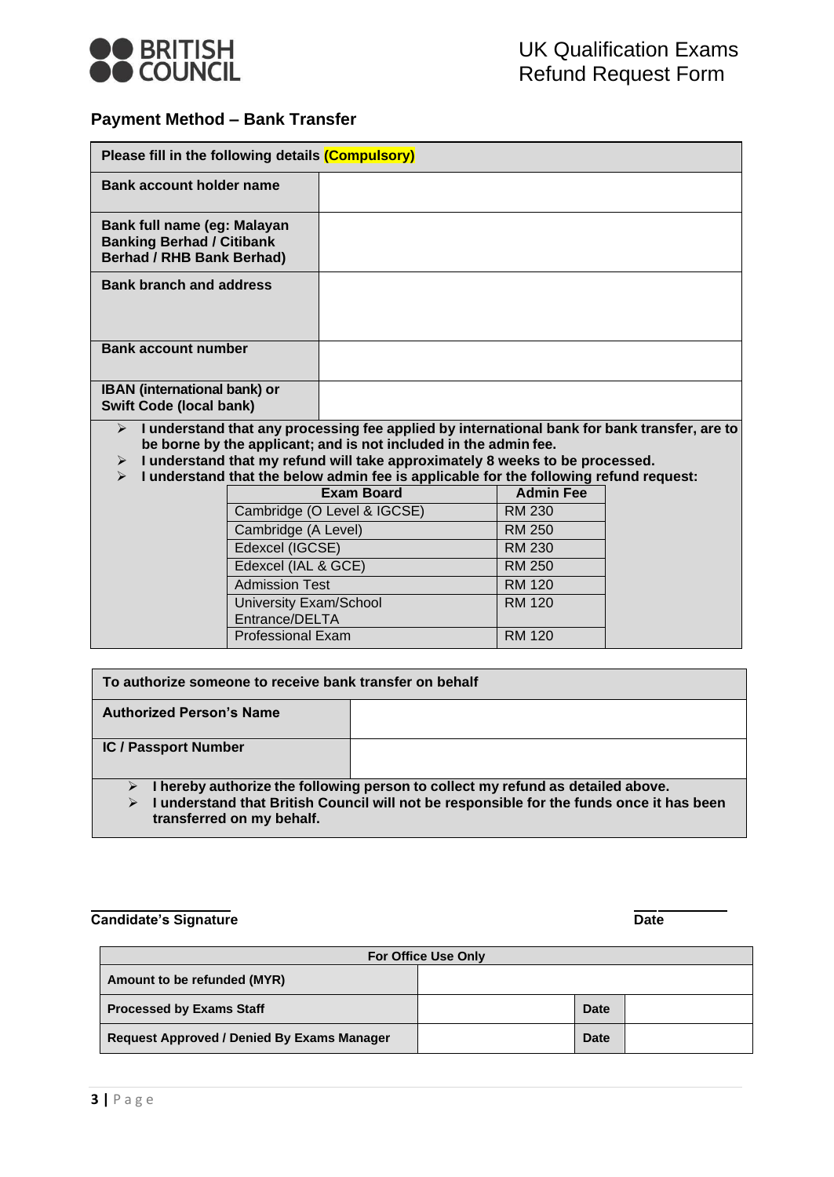**UK Qualification Exams Refund Request Form**

## Payment Method – Bank Transfer

| Please fill in the following details **(Compulsory)** | |
|---|---|
| **Bank account holder name** | |
| **Bank full name (eg: Malayan Banking Berhad / Citibank Berhad / RHB Bank Berhad)** | |
| **Bank branch and address** | |
| **Bank account number** | |
| **IBAN (international bank) or Swift Code (local bank)** | |

- **I understand that any processing fee applied by international bank for bank transfer, are to be borne by the applicant; and is not included in the admin fee.**
- **I understand that my refund will take approximately 8 weeks to be processed.**
- **I understand that the below admin fee is applicable for the following refund request:**

| Exam Board | Admin Fee |
|---|---|
| Cambridge (O Level & IGCSE) | RM 230 |
| Cambridge (A Level) | RM 250 |
| Edexcel (IGCSE) | RM 230 |
| Edexcel (IAL & GCE) | RM 250 |
| Admission Test | RM 120 |
| University Exam/School Entrance/DELTA | RM 120 |
| Professional Exam | RM 120 |

| To authorize someone to receive bank transfer on behalf | |
|---|---|
| **Authorized Person's Name** | |
| **IC / Passport Number** | |

- **I hereby authorize the following person to collect my refund as detailed above.**
- **I understand that British Council will not be responsible for the funds once it has been transferred on my behalf.**

**Candidate's Signature** &nbsp;&nbsp;&nbsp;&nbsp;&nbsp;&nbsp;&nbsp;&nbsp; **Date**

| For Office Use Only | | | |
|---|---|---|---|
| **Amount to be refunded (MYR)** | | | |
| **Processed by Exams Staff** | | **Date** | |
| **Request Approved / Denied By Exams Manager** | | **Date** | |